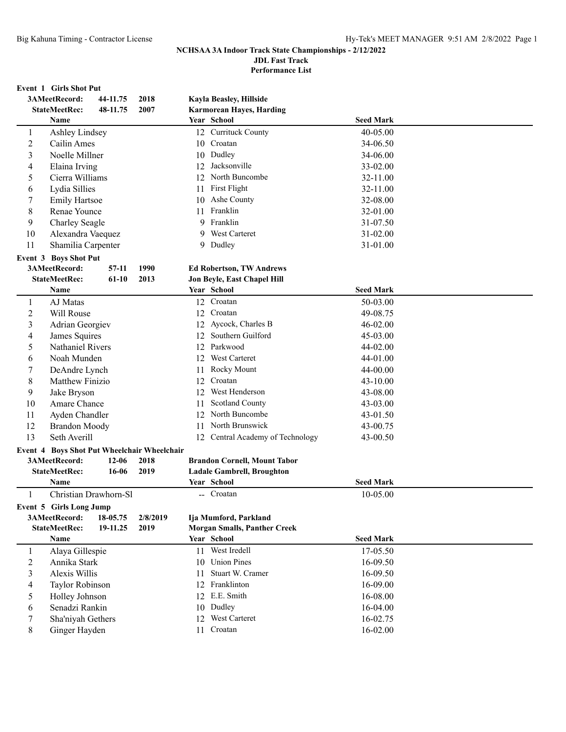**NCHSAA 3A Indoor Track State Championships - 2/12/2022**
**JDL Fast Track**
**Performance List**

**Event 1 Girls Shot Put**

| | | | |
|---|---|---|---|
| **3AMeetRecord:** | **44-11.75** | **2018** | **Kayla Beasley, Hillside** |
| **StateMeetRec:** | **48-11.75** | **2007** | **Karmorean Hayes, Harding** |

| | Name | Year | School | Seed Mark |
|---|---|---|---|---|
| 1 | Ashley Lindsey | 12 | Currituck County | 40-05.00 |
| 2 | Cailin Ames | 10 | Croatan | 34-06.50 |
| 3 | Noelle Millner | 10 | Dudley | 34-06.00 |
| 4 | Elaina Irving | 12 | Jacksonville | 33-02.00 |
| 5 | Cierra Williams | 12 | North Buncombe | 32-11.00 |
| 6 | Lydia Sillies | 11 | First Flight | 32-11.00 |
| 7 | Emily Hartsoe | 10 | Ashe County | 32-08.00 |
| 8 | Renae Younce | 11 | Franklin | 32-01.00 |
| 9 | Charley Seagle | 9 | Franklin | 31-07.50 |
| 10 | Alexandra Vaequez | 9 | West Carteret | 31-02.00 |
| 11 | Shamilia Carpenter | 9 | Dudley | 31-01.00 |

**Event 3 Boys Shot Put**

| | | | |
|---|---|---|---|
| **3AMeetRecord:** | **57-11** | **1990** | **Ed Robertson, TW Andrews** |
| **StateMeetRec:** | **61-10** | **2013** | **Jon Beyle, East Chapel Hill** |

| | Name | Year | School | Seed Mark |
|---|---|---|---|---|
| 1 | AJ Matas | 12 | Croatan | 50-03.00 |
| 2 | Will Rouse | 12 | Croatan | 49-08.75 |
| 3 | Adrian Georgiev | 12 | Aycock, Charles B | 46-02.00 |
| 4 | James Squires | 12 | Southern Guilford | 45-03.00 |
| 5 | Nathaniel Rivers | 12 | Parkwood | 44-02.00 |
| 6 | Noah Munden | 12 | West Carteret | 44-01.00 |
| 7 | DeAndre Lynch | 11 | Rocky Mount | 44-00.00 |
| 8 | Matthew Finizio | 12 | Croatan | 43-10.00 |
| 9 | Jake Bryson | 12 | West Henderson | 43-08.00 |
| 10 | Amare Chance | 11 | Scotland County | 43-03.00 |
| 11 | Ayden Chandler | 12 | North Buncombe | 43-01.50 |
| 12 | Brandon Moody | 11 | North Brunswick | 43-00.75 |
| 13 | Seth Averill | 12 | Central Academy of Technology | 43-00.50 |

**Event 4 Boys Shot Put Wheelchair Wheelchair**

| | | | |
|---|---|---|---|
| **3AMeetRecord:** | **12-06** | **2018** | **Brandon Cornell, Mount Tabor** |
| **StateMeetRec:** | **16-06** | **2019** | **Ladale Gambrell, Broughton** |

| | Name | Year | School | Seed Mark |
|---|---|---|---|---|
| 1 | Christian Drawhorn-Sl | -- | Croatan | 10-05.00 |

**Event 5 Girls Long Jump**

| | | | |
|---|---|---|---|
| **3AMeetRecord:** | **18-05.75** | **2/8/2019** | **Ija Mumford, Parkland** |
| **StateMeetRec:** | **19-11.25** | **2019** | **Morgan Smalls, Panther Creek** |

| | Name | Year | School | Seed Mark |
|---|---|---|---|---|
| 1 | Alaya Gillespie | 11 | West Iredell | 17-05.50 |
| 2 | Annika Stark | 10 | Union Pines | 16-09.50 |
| 3 | Alexis Willis | 11 | Stuart W. Cramer | 16-09.50 |
| 4 | Taylor Robinson | 12 | Franklinton | 16-09.00 |
| 5 | Holley Johnson | 12 | E.E. Smith | 16-08.00 |
| 6 | Senadzi Rankin | 10 | Dudley | 16-04.00 |
| 7 | Sha'niyah Gethers | 12 | West Carteret | 16-02.75 |
| 8 | Ginger Hayden | 11 | Croatan | 16-02.00 |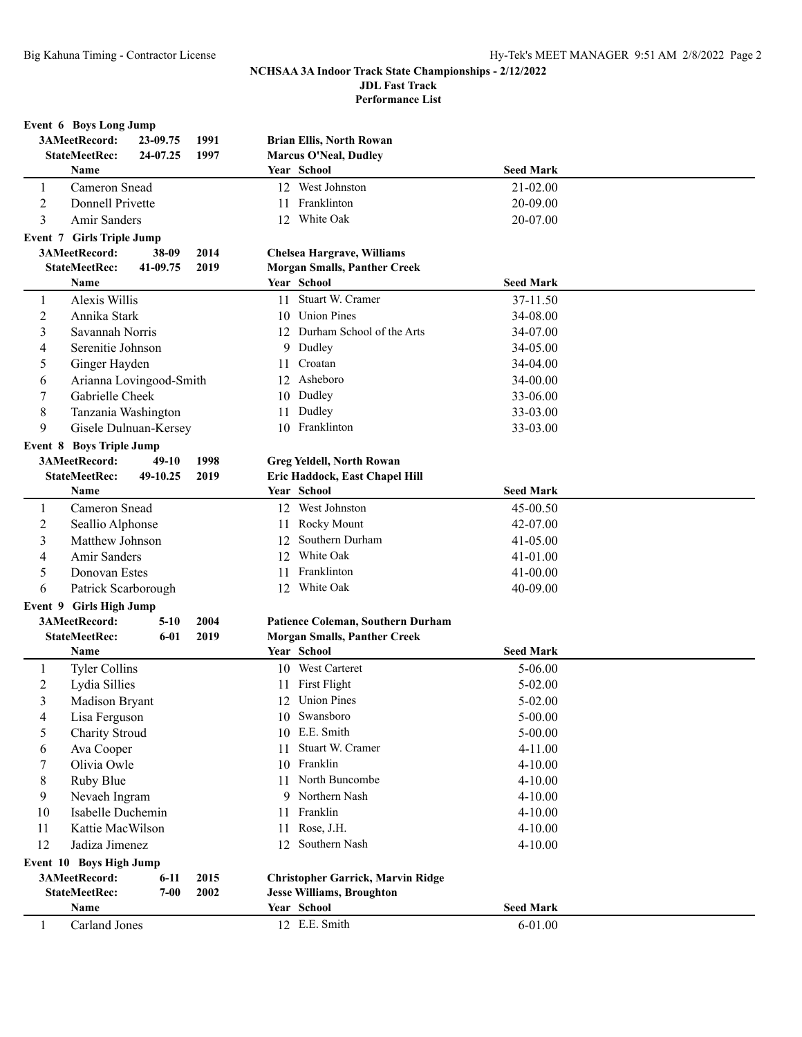**NCHSAA 3A Indoor Track State Championships - 2/12/2022**
**JDL Fast Track**
**Performance List**

### Event 6 Boys Long Jump

3AMeetRecord: 23-09.75 1991 **Brian Ellis, North Rowan**
StateMeetRec: 24-07.25 1997 **Marcus O'Neal, Dudley**

| | Name | Year | School | Seed Mark |
|---|---|---|---|---|
| 1 | Cameron Snead | 12 | West Johnston | 21-02.00 |
| 2 | Donnell Privette | 11 | Franklinton | 20-09.00 |
| 3 | Amir Sanders | 12 | White Oak | 20-07.00 |

### Event 7 Girls Triple Jump

3AMeetRecord: 38-09 2014 **Chelsea Hargrave, Williams**
StateMeetRec: 41-09.75 2019 **Morgan Smalls, Panther Creek**

| | Name | Year | School | Seed Mark |
|---|---|---|---|---|
| 1 | Alexis Willis | 11 | Stuart W. Cramer | 37-11.50 |
| 2 | Annika Stark | 10 | Union Pines | 34-08.00 |
| 3 | Savannah Norris | 12 | Durham School of the Arts | 34-07.00 |
| 4 | Serenitie Johnson | 9 | Dudley | 34-05.00 |
| 5 | Ginger Hayden | 11 | Croatan | 34-04.00 |
| 6 | Arianna Lovingood-Smith | 12 | Asheboro | 34-00.00 |
| 7 | Gabrielle Cheek | 10 | Dudley | 33-06.00 |
| 8 | Tanzania Washington | 11 | Dudley | 33-03.00 |
| 9 | Gisele Dulnuan-Kersey | 10 | Franklinton | 33-03.00 |

### Event 8 Boys Triple Jump

3AMeetRecord: 49-10 1998 **Greg Yeldell, North Rowan**
StateMeetRec: 49-10.25 2019 **Eric Haddock, East Chapel Hill**

| | Name | Year | School | Seed Mark |
|---|---|---|---|---|
| 1 | Cameron Snead | 12 | West Johnston | 45-00.50 |
| 2 | Seallio Alphonse | 11 | Rocky Mount | 42-07.00 |
| 3 | Matthew Johnson | 12 | Southern Durham | 41-05.00 |
| 4 | Amir Sanders | 12 | White Oak | 41-01.00 |
| 5 | Donovan Estes | 11 | Franklinton | 41-00.00 |
| 6 | Patrick Scarborough | 12 | White Oak | 40-09.00 |

### Event 9 Girls High Jump

3AMeetRecord: 5-10 2004 **Patience Coleman, Southern Durham**
StateMeetRec: 6-01 2019 **Morgan Smalls, Panther Creek**

| | Name | Year | School | Seed Mark |
|---|---|---|---|---|
| 1 | Tyler Collins | 10 | West Carteret | 5-06.00 |
| 2 | Lydia Sillies | 11 | First Flight | 5-02.00 |
| 3 | Madison Bryant | 12 | Union Pines | 5-02.00 |
| 4 | Lisa Ferguson | 10 | Swansboro | 5-00.00 |
| 5 | Charity Stroud | 10 | E.E. Smith | 5-00.00 |
| 6 | Ava Cooper | 11 | Stuart W. Cramer | 4-11.00 |
| 7 | Olivia Owle | 10 | Franklin | 4-10.00 |
| 8 | Ruby Blue | 11 | North Buncombe | 4-10.00 |
| 9 | Nevaeh Ingram | 9 | Northern Nash | 4-10.00 |
| 10 | Isabelle Duchemin | 11 | Franklin | 4-10.00 |
| 11 | Kattie MacWilson | 11 | Rose, J.H. | 4-10.00 |
| 12 | Jadiza Jimenez | 12 | Southern Nash | 4-10.00 |

### Event 10 Boys High Jump

3AMeetRecord: 6-11 2015 **Christopher Garrick, Marvin Ridge**
StateMeetRec: 7-00 2002 **Jesse Williams, Broughton**

| | Name | Year | School | Seed Mark |
|---|---|---|---|---|
| 1 | Carland Jones | 12 | E.E. Smith | 6-01.00 |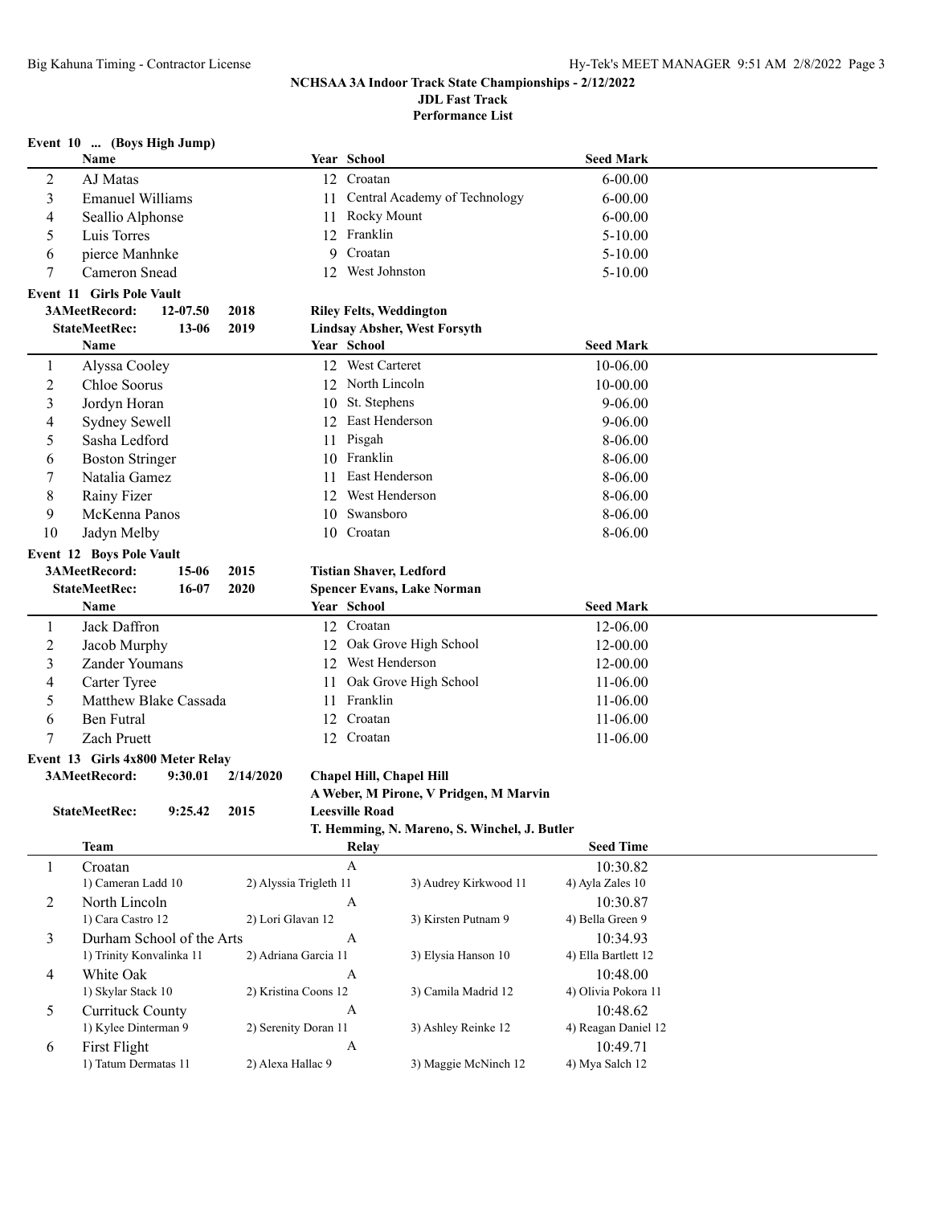**NCHSAA 3A Indoor Track State Championships - 2/12/2022**
**JDL Fast Track**
**Performance List**

### Event 10 ... (Boys High Jump)

| | Name | Year | School | Seed Mark |
|---|---|---|---|---|
| 2 | AJ Matas | 12 | Croatan | 6-00.00 |
| 3 | Emanuel Williams | 11 | Central Academy of Technology | 6-00.00 |
| 4 | Seallio Alphonse | 11 | Rocky Mount | 6-00.00 |
| 5 | Luis Torres | 12 | Franklin | 5-10.00 |
| 6 | pierce Manhnke | 9 | Croatan | 5-10.00 |
| 7 | Cameron Snead | 12 | West Johnston | 5-10.00 |

### Event 11 Girls Pole Vault

**3AMeetRecord:** 12-07.50 2018 **Riley Felts, Weddington**
**StateMeetRec:** 13-06 2019 **Lindsay Absher, West Forsyth**

| | Name | Year | School | Seed Mark |
|---|---|---|---|---|
| 1 | Alyssa Cooley | 12 | West Carteret | 10-06.00 |
| 2 | Chloe Soorus | 12 | North Lincoln | 10-00.00 |
| 3 | Jordyn Horan | 10 | St. Stephens | 9-06.00 |
| 4 | Sydney Sewell | 12 | East Henderson | 9-06.00 |
| 5 | Sasha Ledford | 11 | Pisgah | 8-06.00 |
| 6 | Boston Stringer | 10 | Franklin | 8-06.00 |
| 7 | Natalia Gamez | 11 | East Henderson | 8-06.00 |
| 8 | Rainy Fizer | 12 | West Henderson | 8-06.00 |
| 9 | McKenna Panos | 10 | Swansboro | 8-06.00 |
| 10 | Jadyn Melby | 10 | Croatan | 8-06.00 |

### Event 12 Boys Pole Vault

**3AMeetRecord:** 15-06 2015 **Tistian Shaver, Ledford**
**StateMeetRec:** 16-07 2020 **Spencer Evans, Lake Norman**

| | Name | Year | School | Seed Mark |
|---|---|---|---|---|
| 1 | Jack Daffron | 12 | Croatan | 12-06.00 |
| 2 | Jacob Murphy | 12 | Oak Grove High School | 12-00.00 |
| 3 | Zander Youmans | 12 | West Henderson | 12-00.00 |
| 4 | Carter Tyree | 11 | Oak Grove High School | 11-06.00 |
| 5 | Matthew Blake Cassada | 11 | Franklin | 11-06.00 |
| 6 | Ben Futral | 12 | Croatan | 11-06.00 |
| 7 | Zach Pruett | 12 | Croatan | 11-06.00 |

### Event 13 Girls 4x800 Meter Relay

**3AMeetRecord:** 9:30.01 2/14/2020 **Chapel Hill, Chapel Hill**
**A Weber, M Pirone, V Pridgen, M Marvin**
**StateMeetRec:** 9:25.42 2015 **Leesville Road**
**T. Hemming, N. Mareno, S. Winchel, J. Butler**

| | Team | Relay | Seed Time |
|---|---|---|---|
| 1 | Croatan | A | 10:30.82 |
| | 1) Cameran Ladd 10; 2) Alyssia Trigleth 11; 3) Audrey Kirkwood 11; 4) Ayla Zales 10 | | |
| 2 | North Lincoln | A | 10:30.87 |
| | 1) Cara Castro 12; 2) Lori Glavan 12; 3) Kirsten Putnam 9; 4) Bella Green 9 | | |
| 3 | Durham School of the Arts | A | 10:34.93 |
| | 1) Trinity Konvalinka 11; 2) Adriana Garcia 11; 3) Elysia Hanson 10; 4) Ella Bartlett 12 | | |
| 4 | White Oak | A | 10:48.00 |
| | 1) Skylar Stack 10; 2) Kristina Coons 12; 3) Camila Madrid 12; 4) Olivia Pokora 11 | | |
| 5 | Currituck County | A | 10:48.62 |
| | 1) Kylee Dinterman 9; 2) Serenity Doran 11; 3) Ashley Reinke 12; 4) Reagan Daniel 12 | | |
| 6 | First Flight | A | 10:49.71 |
| | 1) Tatum Dermatas 11; 2) Alexa Hallac 9; 3) Maggie McNinch 12; 4) Mya Salch 12 | | |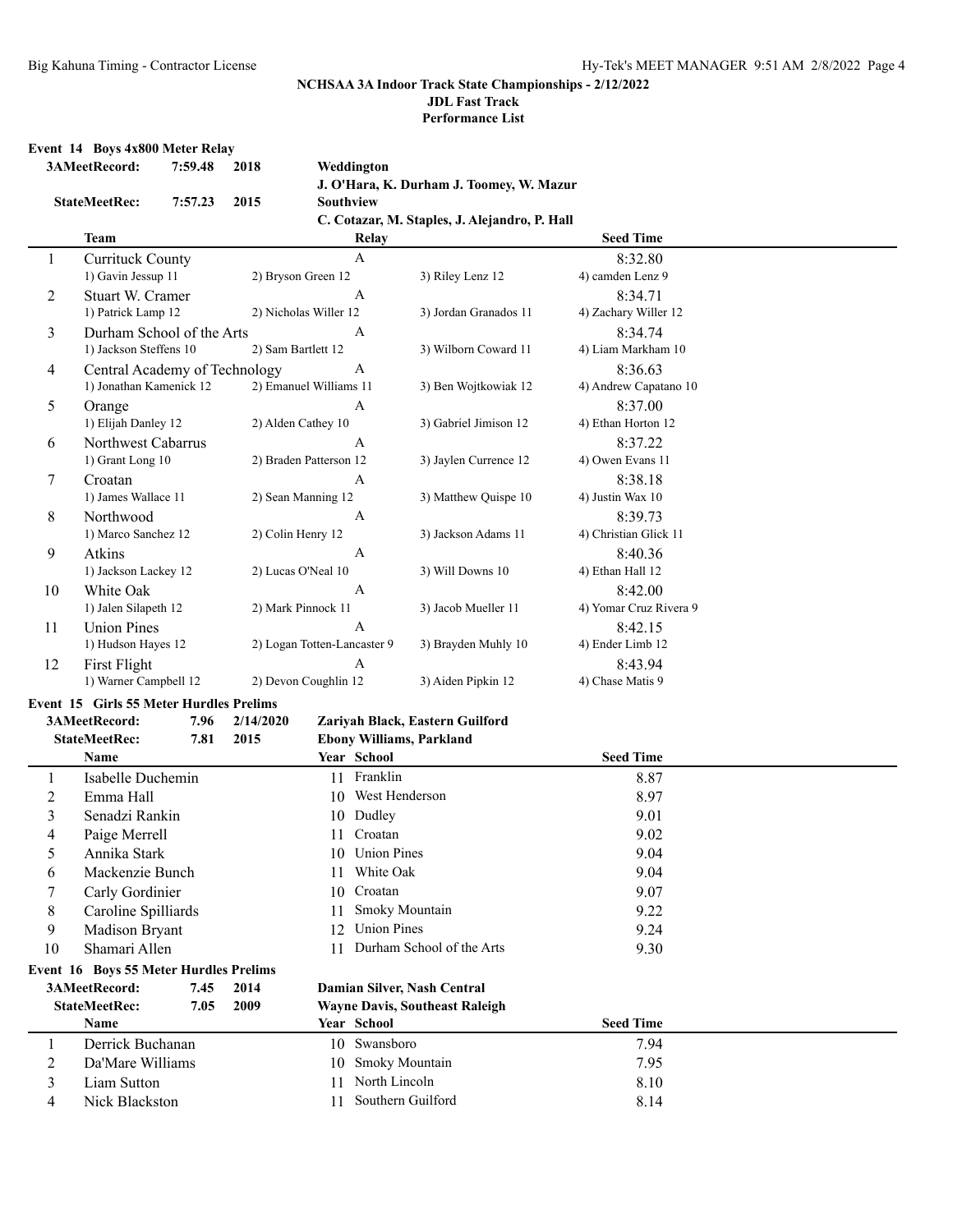**NCHSAA 3A Indoor Track State Championships - 2/12/2022**
**JDL Fast Track**
**Performance List**

### Event 14 Boys 4x800 Meter Relay

| | | | |
|---|---|---|---|
| **3AMeetRecord:** | **7:59.48** | **2018** | **Weddington** |
| | | | **J. O'Hara, K. Durham J. Toomey, W. Mazur** |
| **StateMeetRec:** | **7:57.23** | **2015** | **Southview** |
| | | | **C. Cotazar, M. Staples, J. Alejandro, P. Hall** |

| | Team | Relay | | Seed Time |
|---|---|---|---|---|
| 1 | Currituck County | A | | 8:32.80 |
| | 1) Gavin Jessup 11 | 2) Bryson Green 12 | 3) Riley Lenz 12 | 4) camden Lenz 9 |
| 2 | Stuart W. Cramer | A | | 8:34.71 |
| | 1) Patrick Lamp 12 | 2) Nicholas Willer 12 | 3) Jordan Granados 11 | 4) Zachary Willer 12 |
| 3 | Durham School of the Arts | A | | 8:34.74 |
| | 1) Jackson Steffens 10 | 2) Sam Bartlett 12 | 3) Wilborn Coward 11 | 4) Liam Markham 10 |
| 4 | Central Academy of Technology | A | | 8:36.63 |
| | 1) Jonathan Kamenick 12 | 2) Emanuel Williams 11 | 3) Ben Wojtkowiak 12 | 4) Andrew Capatano 10 |
| 5 | Orange | A | | 8:37.00 |
| | 1) Elijah Danley 12 | 2) Alden Cathey 10 | 3) Gabriel Jimison 12 | 4) Ethan Horton 12 |
| 6 | Northwest Cabarrus | A | | 8:37.22 |
| | 1) Grant Long 10 | 2) Braden Patterson 12 | 3) Jaylen Currence 12 | 4) Owen Evans 11 |
| 7 | Croatan | A | | 8:38.18 |
| | 1) James Wallace 11 | 2) Sean Manning 12 | 3) Matthew Quispe 10 | 4) Justin Wax 10 |
| 8 | Northwood | A | | 8:39.73 |
| | 1) Marco Sanchez 12 | 2) Colin Henry 12 | 3) Jackson Adams 11 | 4) Christian Glick 11 |
| 9 | Atkins | A | | 8:40.36 |
| | 1) Jackson Lackey 12 | 2) Lucas O'Neal 10 | 3) Will Downs 10 | 4) Ethan Hall 12 |
| 10 | White Oak | A | | 8:42.00 |
| | 1) Jalen Silapeth 12 | 2) Mark Pinnock 11 | 3) Jacob Mueller 11 | 4) Yomar Cruz Rivera 9 |
| 11 | Union Pines | A | | 8:42.15 |
| | 1) Hudson Hayes 12 | 2) Logan Totten-Lancaster 9 | 3) Brayden Muhly 10 | 4) Ender Limb 12 |
| 12 | First Flight | A | | 8:43.94 |
| | 1) Warner Campbell 12 | 2) Devon Coughlin 12 | 3) Aiden Pipkin 12 | 4) Chase Matis 9 |

### Event 15 Girls 55 Meter Hurdles Prelims

| | | | |
|---|---|---|---|
| **3AMeetRecord:** | **7.96** | **2/14/2020** | **Zariyah Black, Eastern Guilford** |
| **StateMeetRec:** | **7.81** | **2015** | **Ebony Williams, Parkland** |

| | Name | Year | School | Seed Time |
|---|---|---|---|---|
| 1 | Isabelle Duchemin | 11 | Franklin | 8.87 |
| 2 | Emma Hall | 10 | West Henderson | 8.97 |
| 3 | Senadzi Rankin | 10 | Dudley | 9.01 |
| 4 | Paige Merrell | 11 | Croatan | 9.02 |
| 5 | Annika Stark | 10 | Union Pines | 9.04 |
| 6 | Mackenzie Bunch | 11 | White Oak | 9.04 |
| 7 | Carly Gordinier | 10 | Croatan | 9.07 |
| 8 | Caroline Spilliards | 11 | Smoky Mountain | 9.22 |
| 9 | Madison Bryant | 12 | Union Pines | 9.24 |
| 10 | Shamari Allen | 11 | Durham School of the Arts | 9.30 |

### Event 16 Boys 55 Meter Hurdles Prelims

| | | | |
|---|---|---|---|
| **3AMeetRecord:** | **7.45** | **2014** | **Damian Silver, Nash Central** |
| **StateMeetRec:** | **7.05** | **2009** | **Wayne Davis, Southeast Raleigh** |

| | Name | Year | School | Seed Time |
|---|---|---|---|---|
| 1 | Derrick Buchanan | 10 | Swansboro | 7.94 |
| 2 | Da'Mare Williams | 10 | Smoky Mountain | 7.95 |
| 3 | Liam Sutton | 11 | North Lincoln | 8.10 |
| 4 | Nick Blackston | 11 | Southern Guilford | 8.14 |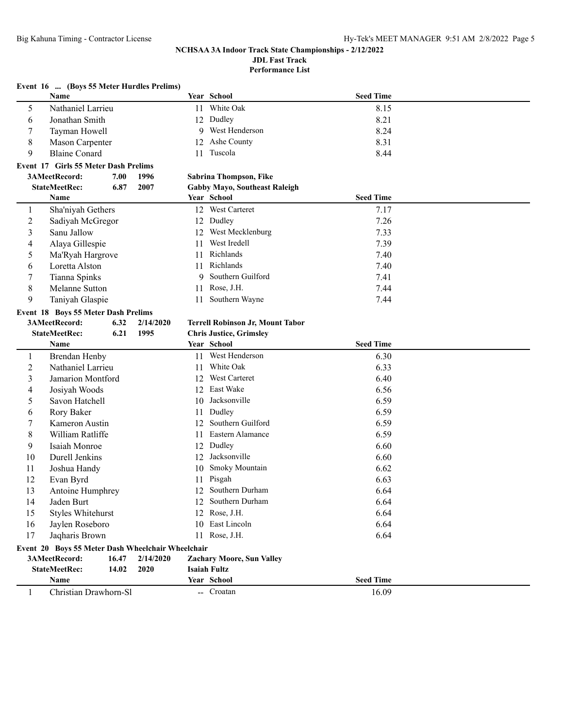**NCHSAA 3A Indoor Track State Championships - 2/12/2022**
**JDL Fast Track**
**Performance List**

### Event 16 ... (Boys 55 Meter Hurdles Prelims)

| | Name | Year | School | Seed Time |
|---|---|---|---|---|
| 5 | Nathaniel Larrieu | 11 | White Oak | 8.15 |
| 6 | Jonathan Smith | 12 | Dudley | 8.21 |
| 7 | Tayman Howell | 9 | West Henderson | 8.24 |
| 8 | Mason Carpenter | 12 | Ashe County | 8.31 |
| 9 | Blaine Conard | 11 | Tuscola | 8.44 |

### Event 17 Girls 55 Meter Dash Prelims

**3AMeetRecord:** 7.00 1996 **Sabrina Thompson, Fike**
**StateMeetRec:** 6.87 2007 **Gabby Mayo, Southeast Raleigh**

| | Name | Year | School | Seed Time |
|---|---|---|---|---|
| 1 | Sha'niyah Gethers | 12 | West Carteret | 7.17 |
| 2 | Sadiyah McGregor | 12 | Dudley | 7.26 |
| 3 | Sanu Jallow | 12 | West Mecklenburg | 7.33 |
| 4 | Alaya Gillespie | 11 | West Iredell | 7.39 |
| 5 | Ma'Ryah Hargrove | 11 | Richlands | 7.40 |
| 6 | Loretta Alston | 11 | Richlands | 7.40 |
| 7 | Tianna Spinks | 9 | Southern Guilford | 7.41 |
| 8 | Melanne Sutton | 11 | Rose, J.H. | 7.44 |
| 9 | Taniyah Glaspie | 11 | Southern Wayne | 7.44 |

### Event 18 Boys 55 Meter Dash Prelims

**3AMeetRecord:** 6.32 2/14/2020 **Terrell Robinson Jr, Mount Tabor**
**StateMeetRec:** 6.21 1995 **Chris Justice, Grimsley**

| | Name | Year | School | Seed Time |
|---|---|---|---|---|
| 1 | Brendan Henby | 11 | West Henderson | 6.30 |
| 2 | Nathaniel Larrieu | 11 | White Oak | 6.33 |
| 3 | Jamarion Montford | 12 | West Carteret | 6.40 |
| 4 | Josiyah Woods | 12 | East Wake | 6.56 |
| 5 | Savon Hatchell | 10 | Jacksonville | 6.59 |
| 6 | Rory Baker | 11 | Dudley | 6.59 |
| 7 | Kameron Austin | 12 | Southern Guilford | 6.59 |
| 8 | William Ratliffe | 11 | Eastern Alamance | 6.59 |
| 9 | Isaiah Monroe | 12 | Dudley | 6.60 |
| 10 | Durell Jenkins | 12 | Jacksonville | 6.60 |
| 11 | Joshua Handy | 10 | Smoky Mountain | 6.62 |
| 12 | Evan Byrd | 11 | Pisgah | 6.63 |
| 13 | Antoine Humphrey | 12 | Southern Durham | 6.64 |
| 14 | Jaden Burt | 12 | Southern Durham | 6.64 |
| 15 | Styles Whitehurst | 12 | Rose, J.H. | 6.64 |
| 16 | Jaylen Roseboro | 10 | East Lincoln | 6.64 |
| 17 | Jaqharis Brown | 11 | Rose, J.H. | 6.64 |

### Event 20 Boys 55 Meter Dash Wheelchair Wheelchair

**3AMeetRecord:** 16.47 2/14/2020 **Zachary Moore, Sun Valley**
**StateMeetRec:** 14.02 2020 **Isaiah Fultz**

| | Name | Year | School | Seed Time |
|---|---|---|---|---|
| 1 | Christian Drawhorn-Sl | -- | Croatan | 16.09 |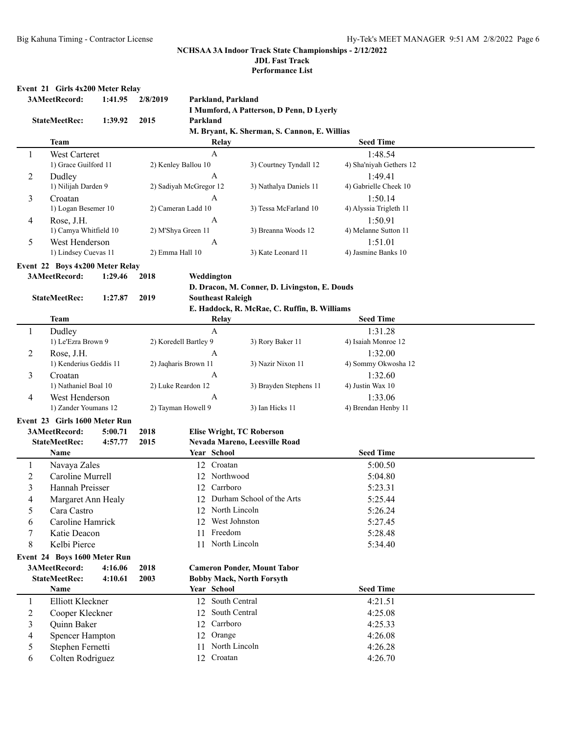**NCHSAA 3A Indoor Track State Championships - 2/12/2022**
**JDL Fast Track**
**Performance List**

### Event 21 Girls 4x200 Meter Relay

| | | | |
|---|---|---|---|
| **3AMeetRecord:** | **1:41.95** | **2/8/2019** | **Parkland, Parkland** — **I Mumford, A Patterson, D Penn, D Lyerly** |
| **StateMeetRec:** | **1:39.92** | **2015** | **Parkland** — **M. Bryant, K. Sherman, S. Cannon, E. Willias** |

| | Team | Relay | | Seed Time |
|---|---|---|---|---|
| 1 | West Carteret | A | | 1:48.54 |
| | 1) Grace Guilford 11 | 2) Kenley Ballou 10 | 3) Courtney Tyndall 12 | 4) Sha'niyah Gethers 12 |
| 2 | Dudley | A | | 1:49.41 |
| | 1) Nilijah Darden 9 | 2) Sadiyah McGregor 12 | 3) Nathalya Daniels 11 | 4) Gabrielle Cheek 10 |
| 3 | Croatan | A | | 1:50.14 |
| | 1) Logan Besemer 10 | 2) Cameran Ladd 10 | 3) Tessa McFarland 10 | 4) Alyssia Trigleth 11 |
| 4 | Rose, J.H. | A | | 1:50.91 |
| | 1) Camya Whitfield 10 | 2) M'Shya Green 11 | 3) Breanna Woods 12 | 4) Melanne Sutton 11 |
| 5 | West Henderson | A | | 1:51.01 |
| | 1) Lindsey Cuevas 11 | 2) Emma Hall 10 | 3) Kate Leonard 11 | 4) Jasmine Banks 10 |

### Event 22 Boys 4x200 Meter Relay

| | | | |
|---|---|---|---|
| **3AMeetRecord:** | **1:29.46** | **2018** | **Weddington** — **D. Dracon, M. Conner, D. Livingston, E. Douds** |
| **StateMeetRec:** | **1:27.87** | **2019** | **Southeast Raleigh** — **E. Haddock, R. McRae, C. Ruffin, B. Williams** |

| | Team | Relay | | Seed Time |
|---|---|---|---|---|
| 1 | Dudley | A | | 1:31.28 |
| | 1) Le'Ezra Brown 9 | 2) Koredell Bartley 9 | 3) Rory Baker 11 | 4) Isaiah Monroe 12 |
| 2 | Rose, J.H. | A | | 1:32.00 |
| | 1) Kenderius Geddis 11 | 2) Jaqharis Brown 11 | 3) Nazir Nixon 11 | 4) Sommy Okwosha 12 |
| 3 | Croatan | A | | 1:32.60 |
| | 1) Nathaniel Boal 10 | 2) Luke Reardon 12 | 3) Brayden Stephens 11 | 4) Justin Wax 10 |
| 4 | West Henderson | A | | 1:33.06 |
| | 1) Zander Youmans 12 | 2) Tayman Howell 9 | 3) Ian Hicks 11 | 4) Brendan Henby 11 |

### Event 23 Girls 1600 Meter Run

| | | | |
|---|---|---|---|
| **3AMeetRecord:** | **5:00.71** | **2018** | **Elise Wright, TC Roberson** |
| **StateMeetRec:** | **4:57.77** | **2015** | **Nevada Mareno, Leesville Road** |

| | Name | Year | School | Seed Time |
|---|---|---|---|---|
| 1 | Navaya Zales | 12 | Croatan | 5:00.50 |
| 2 | Caroline Murrell | 12 | Northwood | 5:04.80 |
| 3 | Hannah Preisser | 12 | Carrboro | 5:23.31 |
| 4 | Margaret Ann Healy | 12 | Durham School of the Arts | 5:25.44 |
| 5 | Cara Castro | 12 | North Lincoln | 5:26.24 |
| 6 | Caroline Hamrick | 12 | West Johnston | 5:27.45 |
| 7 | Katie Deacon | 11 | Freedom | 5:28.48 |
| 8 | Kelbi Pierce | 11 | North Lincoln | 5:34.40 |

### Event 24 Boys 1600 Meter Run

| | | | |
|---|---|---|---|
| **3AMeetRecord:** | **4:16.06** | **2018** | **Cameron Ponder, Mount Tabor** |
| **StateMeetRec:** | **4:10.61** | **2003** | **Bobby Mack, North Forsyth** |

| | Name | Year | School | Seed Time |
|---|---|---|---|---|
| 1 | Elliott Kleckner | 12 | South Central | 4:21.51 |
| 2 | Cooper Kleckner | 12 | South Central | 4:25.08 |
| 3 | Quinn Baker | 12 | Carrboro | 4:25.33 |
| 4 | Spencer Hampton | 12 | Orange | 4:26.08 |
| 5 | Stephen Fernetti | 11 | North Lincoln | 4:26.28 |
| 6 | Colten Rodriguez | 12 | Croatan | 4:26.70 |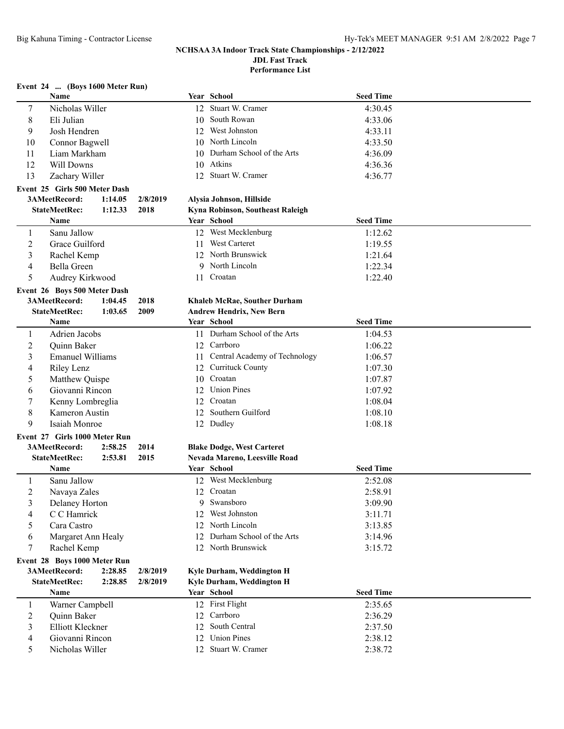**NCHSAA 3A Indoor Track State Championships - 2/12/2022**
**JDL Fast Track**
**Performance List**

### Event 24 ... (Boys 1600 Meter Run)

| | Name | Year | School | Seed Time |
|---|---|---|---|---|
| 7 | Nicholas Willer | 12 | Stuart W. Cramer | 4:30.45 |
| 8 | Eli Julian | 10 | South Rowan | 4:33.06 |
| 9 | Josh Hendren | 12 | West Johnston | 4:33.11 |
| 10 | Connor Bagwell | 10 | North Lincoln | 4:33.50 |
| 11 | Liam Markham | 10 | Durham School of the Arts | 4:36.09 |
| 12 | Will Downs | 10 | Atkins | 4:36.36 |
| 13 | Zachary Willer | 12 | Stuart W. Cramer | 4:36.77 |

### Event 25 Girls 500 Meter Dash

**3AMeetRecord: 1:14.05 2/8/2019 Alysia Johnson, Hillside**
**StateMeetRec: 1:12.33 2018 Kyna Robinson, Southeast Raleigh**

| | Name | Year | School | Seed Time |
|---|---|---|---|---|
| 1 | Sanu Jallow | 12 | West Mecklenburg | 1:12.62 |
| 2 | Grace Guilford | 11 | West Carteret | 1:19.55 |
| 3 | Rachel Kemp | 12 | North Brunswick | 1:21.64 |
| 4 | Bella Green | 9 | North Lincoln | 1:22.34 |
| 5 | Audrey Kirkwood | 11 | Croatan | 1:22.40 |

### Event 26 Boys 500 Meter Dash

**3AMeetRecord: 1:04.45 2018 Khaleb McRae, Souther Durham**
**StateMeetRec: 1:03.65 2009 Andrew Hendrix, New Bern**

| | Name | Year | School | Seed Time |
|---|---|---|---|---|
| 1 | Adrien Jacobs | 11 | Durham School of the Arts | 1:04.53 |
| 2 | Quinn Baker | 12 | Carrboro | 1:06.22 |
| 3 | Emanuel Williams | 11 | Central Academy of Technology | 1:06.57 |
| 4 | Riley Lenz | 12 | Currituck County | 1:07.30 |
| 5 | Matthew Quispe | 10 | Croatan | 1:07.87 |
| 6 | Giovanni Rincon | 12 | Union Pines | 1:07.92 |
| 7 | Kenny Lombreglia | 12 | Croatan | 1:08.04 |
| 8 | Kameron Austin | 12 | Southern Guilford | 1:08.10 |
| 9 | Isaiah Monroe | 12 | Dudley | 1:08.18 |

### Event 27 Girls 1000 Meter Run

**3AMeetRecord: 2:58.25 2014 Blake Dodge, West Carteret**
**StateMeetRec: 2:53.81 2015 Nevada Mareno, Leesville Road**

| | Name | Year | School | Seed Time |
|---|---|---|---|---|
| 1 | Sanu Jallow | 12 | West Mecklenburg | 2:52.08 |
| 2 | Navaya Zales | 12 | Croatan | 2:58.91 |
| 3 | Delaney Horton | 9 | Swansboro | 3:09.90 |
| 4 | C C Hamrick | 12 | West Johnston | 3:11.71 |
| 5 | Cara Castro | 12 | North Lincoln | 3:13.85 |
| 6 | Margaret Ann Healy | 12 | Durham School of the Arts | 3:14.96 |
| 7 | Rachel Kemp | 12 | North Brunswick | 3:15.72 |

### Event 28 Boys 1000 Meter Run

**3AMeetRecord: 2:28.85 2/8/2019 Kyle Durham, Weddington H**
**StateMeetRec: 2:28.85 2/8/2019 Kyle Durham, Weddington H**

| | Name | Year | School | Seed Time |
|---|---|---|---|---|
| 1 | Warner Campbell | 12 | First Flight | 2:35.65 |
| 2 | Quinn Baker | 12 | Carrboro | 2:36.29 |
| 3 | Elliott Kleckner | 12 | South Central | 2:37.50 |
| 4 | Giovanni Rincon | 12 | Union Pines | 2:38.12 |
| 5 | Nicholas Willer | 12 | Stuart W. Cramer | 2:38.72 |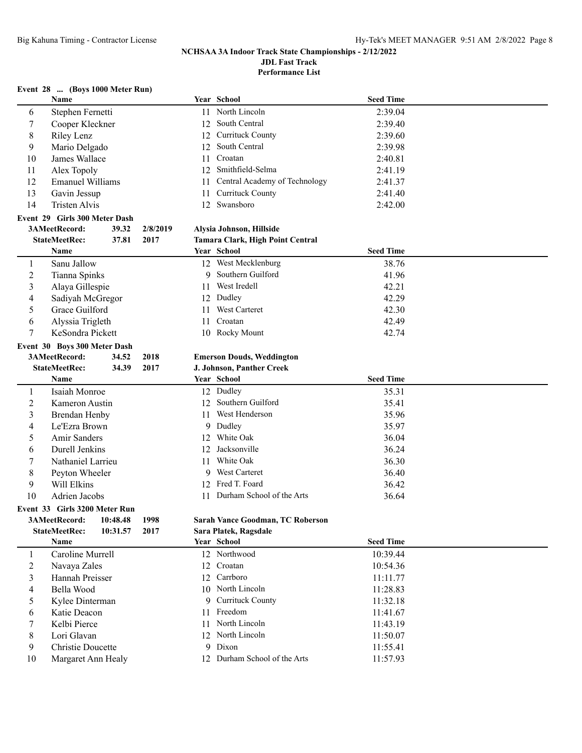**NCHSAA 3A Indoor Track State Championships - 2/12/2022**
**JDL Fast Track**
**Performance List**

### Event 28 ... (Boys 1000 Meter Run)

| | Name | Year | School | Seed Time |
|---|---|---|---|---|
| 6 | Stephen Fernetti | 11 | North Lincoln | 2:39.04 |
| 7 | Cooper Kleckner | 12 | South Central | 2:39.40 |
| 8 | Riley Lenz | 12 | Currituck County | 2:39.60 |
| 9 | Mario Delgado | 12 | South Central | 2:39.98 |
| 10 | James Wallace | 11 | Croatan | 2:40.81 |
| 11 | Alex Topoly | 12 | Smithfield-Selma | 2:41.19 |
| 12 | Emanuel Williams | 11 | Central Academy of Technology | 2:41.37 |
| 13 | Gavin Jessup | 11 | Currituck County | 2:41.40 |
| 14 | Tristen Alvis | 12 | Swansboro | 2:42.00 |

### Event 29 Girls 300 Meter Dash

**3AMeetRecord:** 39.32 2/8/2019 **Alysia Johnson, Hillside**
**StateMeetRec:** 37.81 2017 **Tamara Clark, High Point Central**

| | Name | Year | School | Seed Time |
|---|---|---|---|---|
| 1 | Sanu Jallow | 12 | West Mecklenburg | 38.76 |
| 2 | Tianna Spinks | 9 | Southern Guilford | 41.96 |
| 3 | Alaya Gillespie | 11 | West Iredell | 42.21 |
| 4 | Sadiyah McGregor | 12 | Dudley | 42.29 |
| 5 | Grace Guilford | 11 | West Carteret | 42.30 |
| 6 | Alyssia Trigleth | 11 | Croatan | 42.49 |
| 7 | KeSondra Pickett | 10 | Rocky Mount | 42.74 |

### Event 30 Boys 300 Meter Dash

**3AMeetRecord:** 34.52 2018 **Emerson Douds, Weddington**
**StateMeetRec:** 34.39 2017 **J. Johnson, Panther Creek**

| | Name | Year | School | Seed Time |
|---|---|---|---|---|
| 1 | Isaiah Monroe | 12 | Dudley | 35.31 |
| 2 | Kameron Austin | 12 | Southern Guilford | 35.41 |
| 3 | Brendan Henby | 11 | West Henderson | 35.96 |
| 4 | Le'Ezra Brown | 9 | Dudley | 35.97 |
| 5 | Amir Sanders | 12 | White Oak | 36.04 |
| 6 | Durell Jenkins | 12 | Jacksonville | 36.24 |
| 7 | Nathaniel Larrieu | 11 | White Oak | 36.30 |
| 8 | Peyton Wheeler | 9 | West Carteret | 36.40 |
| 9 | Will Elkins | 12 | Fred T. Foard | 36.42 |
| 10 | Adrien Jacobs | 11 | Durham School of the Arts | 36.64 |

### Event 33 Girls 3200 Meter Run

**3AMeetRecord:** 10:48.48 1998 **Sarah Vance Goodman, TC Roberson**
**StateMeetRec:** 10:31.57 2017 **Sara Platek, Ragsdale**

| | Name | Year | School | Seed Time |
|---|---|---|---|---|
| 1 | Caroline Murrell | 12 | Northwood | 10:39.44 |
| 2 | Navaya Zales | 12 | Croatan | 10:54.36 |
| 3 | Hannah Preisser | 12 | Carrboro | 11:11.77 |
| 4 | Bella Wood | 10 | North Lincoln | 11:28.83 |
| 5 | Kylee Dinterman | 9 | Currituck County | 11:32.18 |
| 6 | Katie Deacon | 11 | Freedom | 11:41.67 |
| 7 | Kelbi Pierce | 11 | North Lincoln | 11:43.19 |
| 8 | Lori Glavan | 12 | North Lincoln | 11:50.07 |
| 9 | Christie Doucette | 9 | Dixon | 11:55.41 |
| 10 | Margaret Ann Healy | 12 | Durham School of the Arts | 11:57.93 |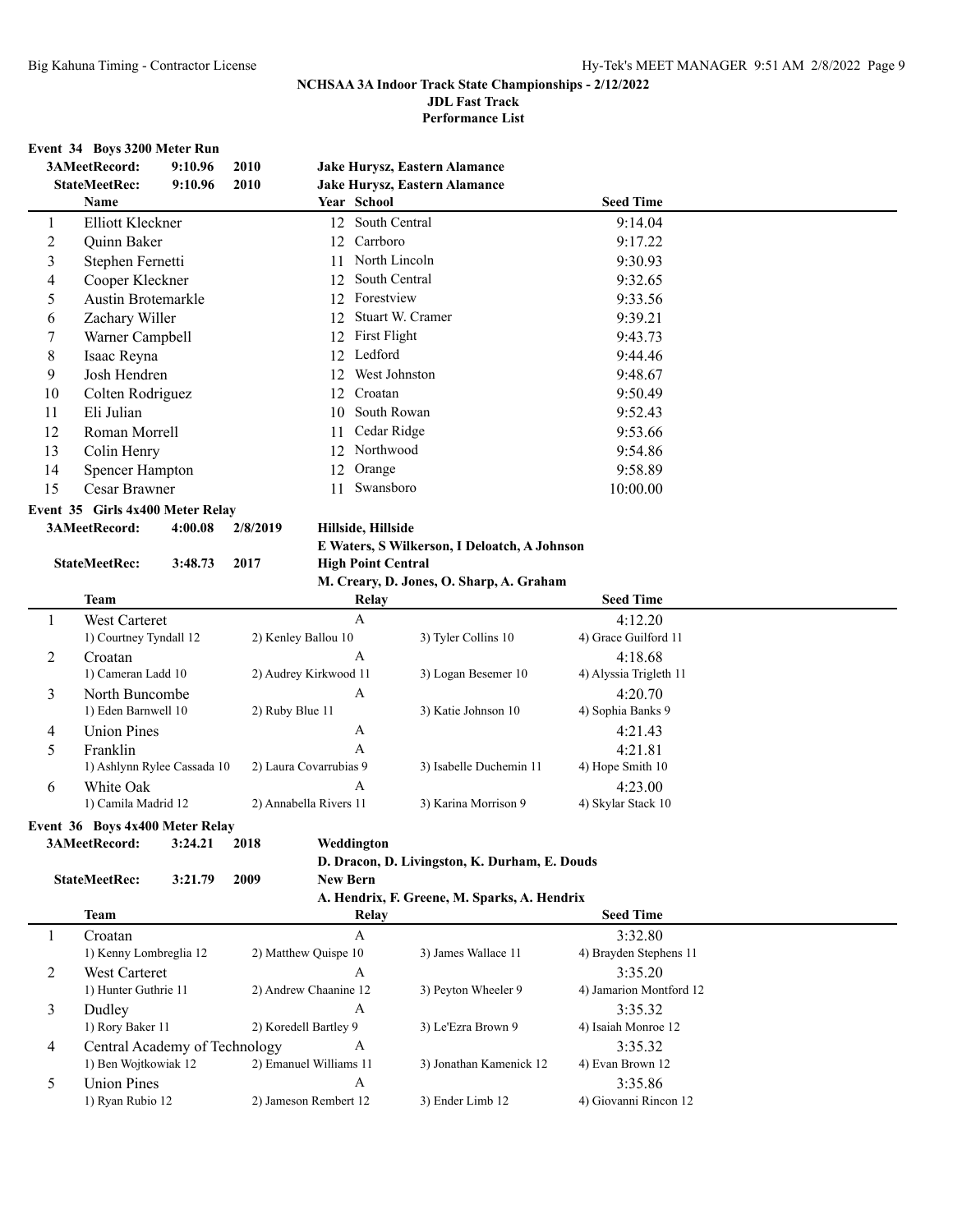NCHSAA 3A Indoor Track State Championships - 2/12/2022
JDL Fast Track
Performance List

### Event 34 Boys 3200 Meter Run

3AMeetRecord: 9:10.96 2010 Jake Hurysz, Eastern Alamance
StateMeetRec: 9:10.96 2010 Jake Hurysz, Eastern Alamance

| | Name | Year | School | Seed Time |
|---|---|---|---|---|
| 1 | Elliott Kleckner | 12 | South Central | 9:14.04 |
| 2 | Quinn Baker | 12 | Carrboro | 9:17.22 |
| 3 | Stephen Fernetti | 11 | North Lincoln | 9:30.93 |
| 4 | Cooper Kleckner | 12 | South Central | 9:32.65 |
| 5 | Austin Brotemarkle | 12 | Forestview | 9:33.56 |
| 6 | Zachary Willer | 12 | Stuart W. Cramer | 9:39.21 |
| 7 | Warner Campbell | 12 | First Flight | 9:43.73 |
| 8 | Isaac Reyna | 12 | Ledford | 9:44.46 |
| 9 | Josh Hendren | 12 | West Johnston | 9:48.67 |
| 10 | Colten Rodriguez | 12 | Croatan | 9:50.49 |
| 11 | Eli Julian | 10 | South Rowan | 9:52.43 |
| 12 | Roman Morrell | 11 | Cedar Ridge | 9:53.66 |
| 13 | Colin Henry | 12 | Northwood | 9:54.86 |
| 14 | Spencer Hampton | 12 | Orange | 9:58.89 |
| 15 | Cesar Brawner | 11 | Swansboro | 10:00.00 |

### Event 35 Girls 4x400 Meter Relay

3AMeetRecord: 4:00.08 2/8/2019 Hillside, Hillside
E Waters, S Wilkerson, I Deloatch, A Johnson
StateMeetRec: 3:48.73 2017 High Point Central
M. Creary, D. Jones, O. Sharp, A. Graham

| | Team | Relay | Seed Time |
|---|---|---|---|
| 1 | West Carteret | A | 4:12.20 |
| | 1) Courtney Tyndall 12; 2) Kenley Ballou 10; 3) Tyler Collins 10; 4) Grace Guilford 11 | | |
| 2 | Croatan | A | 4:18.68 |
| | 1) Cameran Ladd 10; 2) Audrey Kirkwood 11; 3) Logan Besemer 10; 4) Alyssia Trigleth 11 | | |
| 3 | North Buncombe | A | 4:20.70 |
| | 1) Eden Barnwell 10; 2) Ruby Blue 11; 3) Katie Johnson 10; 4) Sophia Banks 9 | | |
| 4 | Union Pines | A | 4:21.43 |
| 5 | Franklin | A | 4:21.81 |
| | 1) Ashlynn Rylee Cassada 10; 2) Laura Covarrubias 9; 3) Isabelle Duchemin 11; 4) Hope Smith 10 | | |
| 6 | White Oak | A | 4:23.00 |
| | 1) Camila Madrid 12; 2) Annabella Rivers 11; 3) Karina Morrison 9; 4) Skylar Stack 10 | | |

### Event 36 Boys 4x400 Meter Relay

3AMeetRecord: 3:24.21 2018 Weddington
D. Dracon, D. Livingston, K. Durham, E. Douds
StateMeetRec: 3:21.79 2009 New Bern
A. Hendrix, F. Greene, M. Sparks, A. Hendrix

| | Team | Relay | Seed Time |
|---|---|---|---|
| 1 | Croatan | A | 3:32.80 |
| | 1) Kenny Lombreglia 12; 2) Matthew Quispe 10; 3) James Wallace 11; 4) Brayden Stephens 11 | | |
| 2 | West Carteret | A | 3:35.20 |
| | 1) Hunter Guthrie 11; 2) Andrew Chaanine 12; 3) Peyton Wheeler 9; 4) Jamarion Montford 12 | | |
| 3 | Dudley | A | 3:35.32 |
| | 1) Rory Baker 11; 2) Koredell Bartley 9; 3) Le'Ezra Brown 9; 4) Isaiah Monroe 12 | | |
| 4 | Central Academy of Technology | A | 3:35.32 |
| | 1) Ben Wojtkowiak 12; 2) Emanuel Williams 11; 3) Jonathan Kamenick 12; 4) Evan Brown 12 | | |
| 5 | Union Pines | A | 3:35.86 |
| | 1) Ryan Rubio 12; 2) Jameson Rembert 12; 3) Ender Limb 12; 4) Giovanni Rincon 12 | | |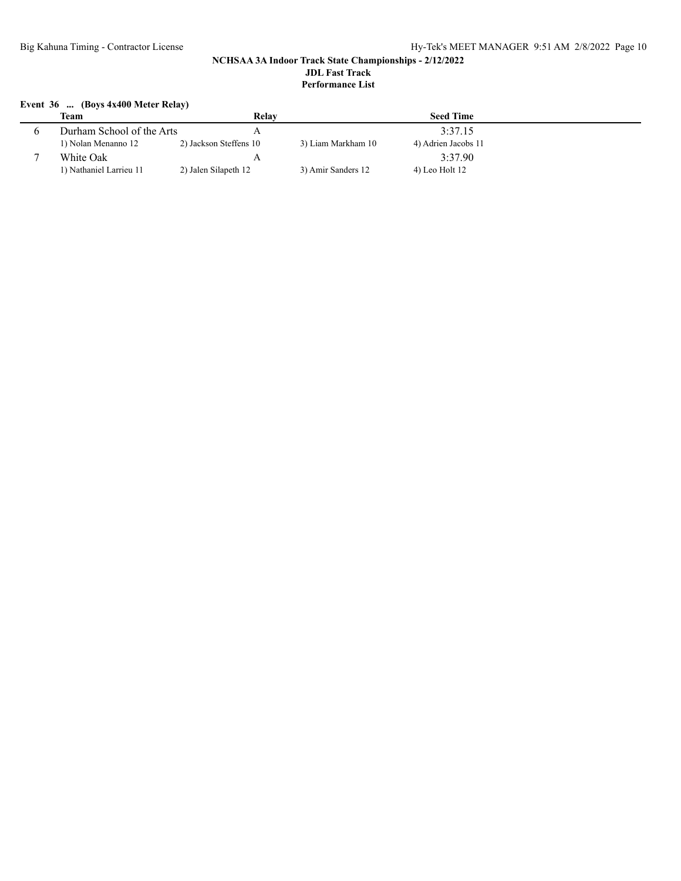## Event 36 ... (Boys 4x400 Meter Relay)

| | Team | Relay | Seed Time |
|---|---|---|---|
| 6 | Durham School of the Arts | A | 3:37.15 |
| | 1) Nolan Menanno 12, 2) Jackson Steffens 10, 3) Liam Markham 10, 4) Adrien Jacobs 11 | | |
| 7 | White Oak | A | 3:37.90 |
| | 1) Nathaniel Larrieu 11, 2) Jalen Silapeth 12, 3) Amir Sanders 12, 4) Leo Holt 12 | | |